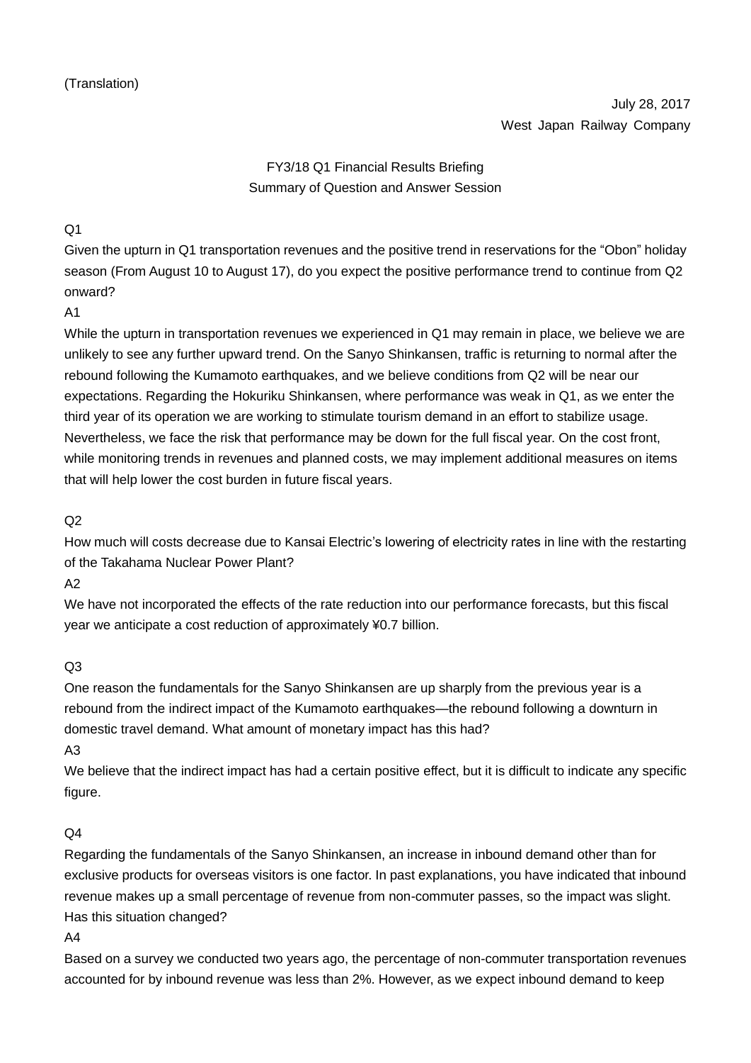(Translation)

July 28, 2017
West Japan Railway Company

FY3/18 Q1 Financial Results Briefing
Summary of Question and Answer Session

Q1
Given the upturn in Q1 transportation revenues and the positive trend in reservations for the "Obon" holiday season (From August 10 to August 17), do you expect the positive performance trend to continue from Q2 onward?

A1
While the upturn in transportation revenues we experienced in Q1 may remain in place, we believe we are unlikely to see any further upward trend. On the Sanyo Shinkansen, traffic is returning to normal after the rebound following the Kumamoto earthquakes, and we believe conditions from Q2 will be near our expectations. Regarding the Hokuriku Shinkansen, where performance was weak in Q1, as we enter the third year of its operation we are working to stimulate tourism demand in an effort to stabilize usage. Nevertheless, we face the risk that performance may be down for the full fiscal year. On the cost front, while monitoring trends in revenues and planned costs, we may implement additional measures on items that will help lower the cost burden in future fiscal years.

Q2
How much will costs decrease due to Kansai Electric's lowering of electricity rates in line with the restarting of the Takahama Nuclear Power Plant?

A2
We have not incorporated the effects of the rate reduction into our performance forecasts, but this fiscal year we anticipate a cost reduction of approximately ¥0.7 billion.

Q3
One reason the fundamentals for the Sanyo Shinkansen are up sharply from the previous year is a rebound from the indirect impact of the Kumamoto earthquakes—the rebound following a downturn in domestic travel demand. What amount of monetary impact has this had?

A3
We believe that the indirect impact has had a certain positive effect, but it is difficult to indicate any specific figure.

Q4
Regarding the fundamentals of the Sanyo Shinkansen, an increase in inbound demand other than for exclusive products for overseas visitors is one factor. In past explanations, you have indicated that inbound revenue makes up a small percentage of revenue from non-commuter passes, so the impact was slight. Has this situation changed?

A4
Based on a survey we conducted two years ago, the percentage of non-commuter transportation revenues accounted for by inbound revenue was less than 2%. However, as we expect inbound demand to keep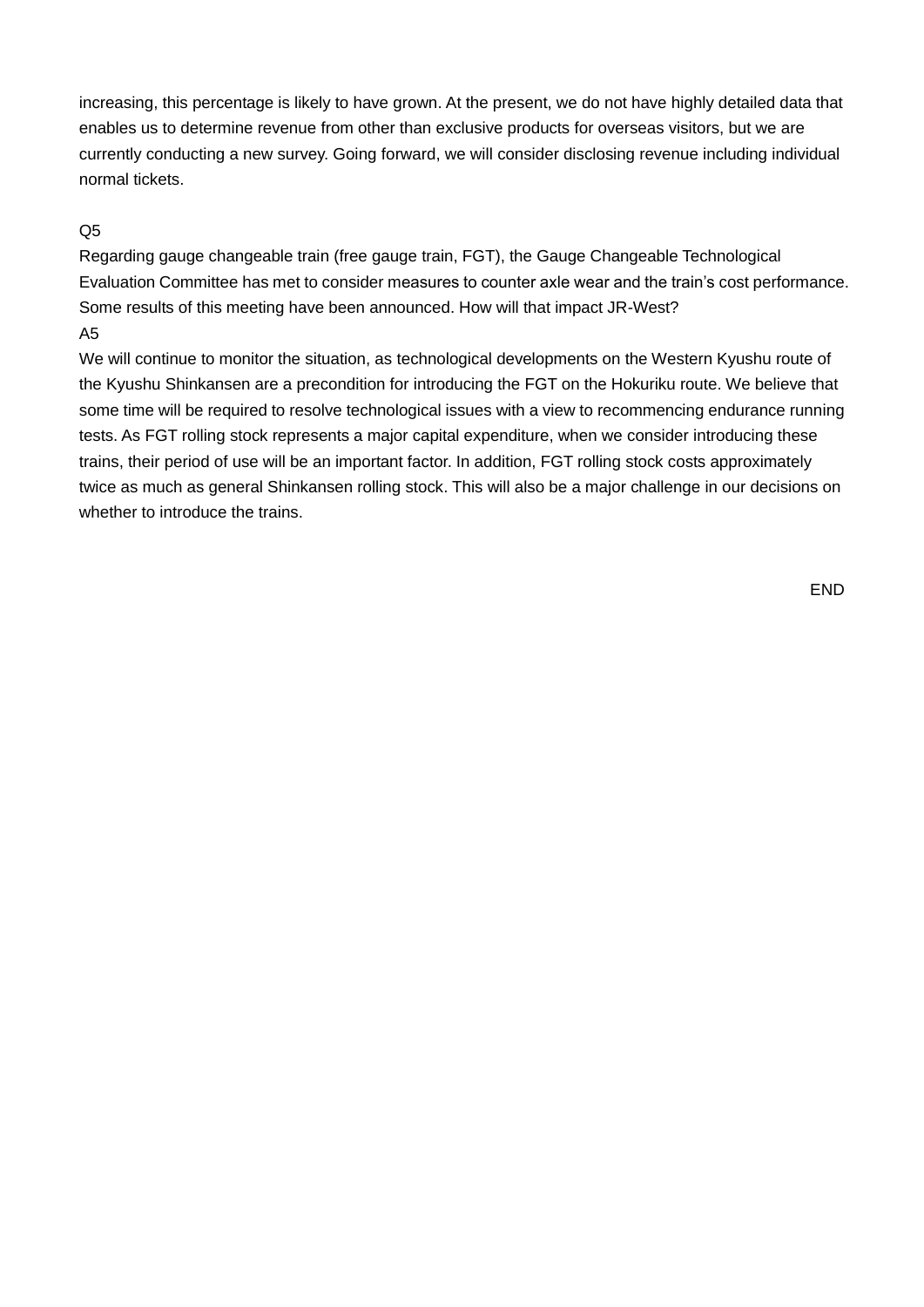increasing, this percentage is likely to have grown. At the present, we do not have highly detailed data that enables us to determine revenue from other than exclusive products for overseas visitors, but we are currently conducting a new survey. Going forward, we will consider disclosing revenue including individual normal tickets.

Q5

Regarding gauge changeable train (free gauge train, FGT), the Gauge Changeable Technological Evaluation Committee has met to consider measures to counter axle wear and the train's cost performance. Some results of this meeting have been announced. How will that impact JR-West?

A5

We will continue to monitor the situation, as technological developments on the Western Kyushu route of the Kyushu Shinkansen are a precondition for introducing the FGT on the Hokuriku route. We believe that some time will be required to resolve technological issues with a view to recommencing endurance running tests. As FGT rolling stock represents a major capital expenditure, when we consider introducing these trains, their period of use will be an important factor. In addition, FGT rolling stock costs approximately twice as much as general Shinkansen rolling stock. This will also be a major challenge in our decisions on whether to introduce the trains.

END